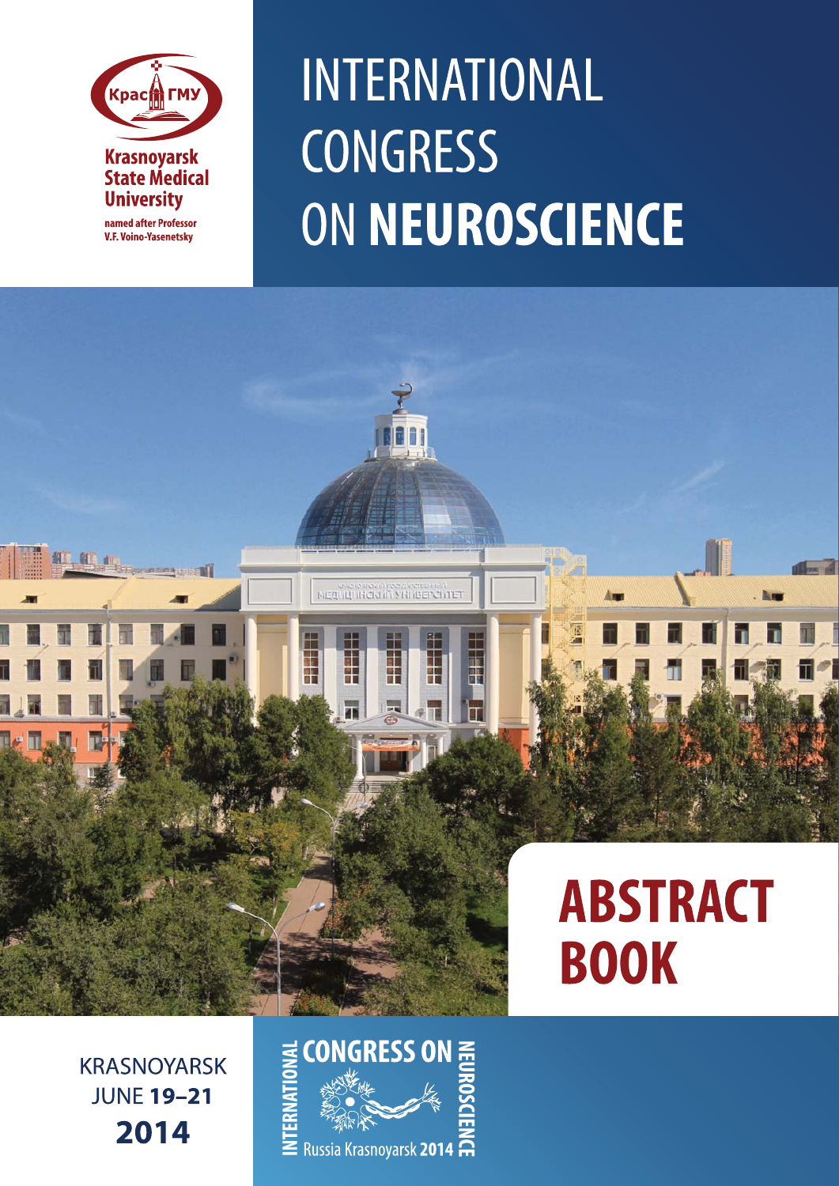Krasnoyarsk State Medical University

named after Professor V.F. Voino-Yasenetsky

# INTERNATIONAL CONGRESS ON **NEUROSCIENCE**

# ABSTRACT BOOK

KRASNOYARSK

JUNE **19–21**

**2014**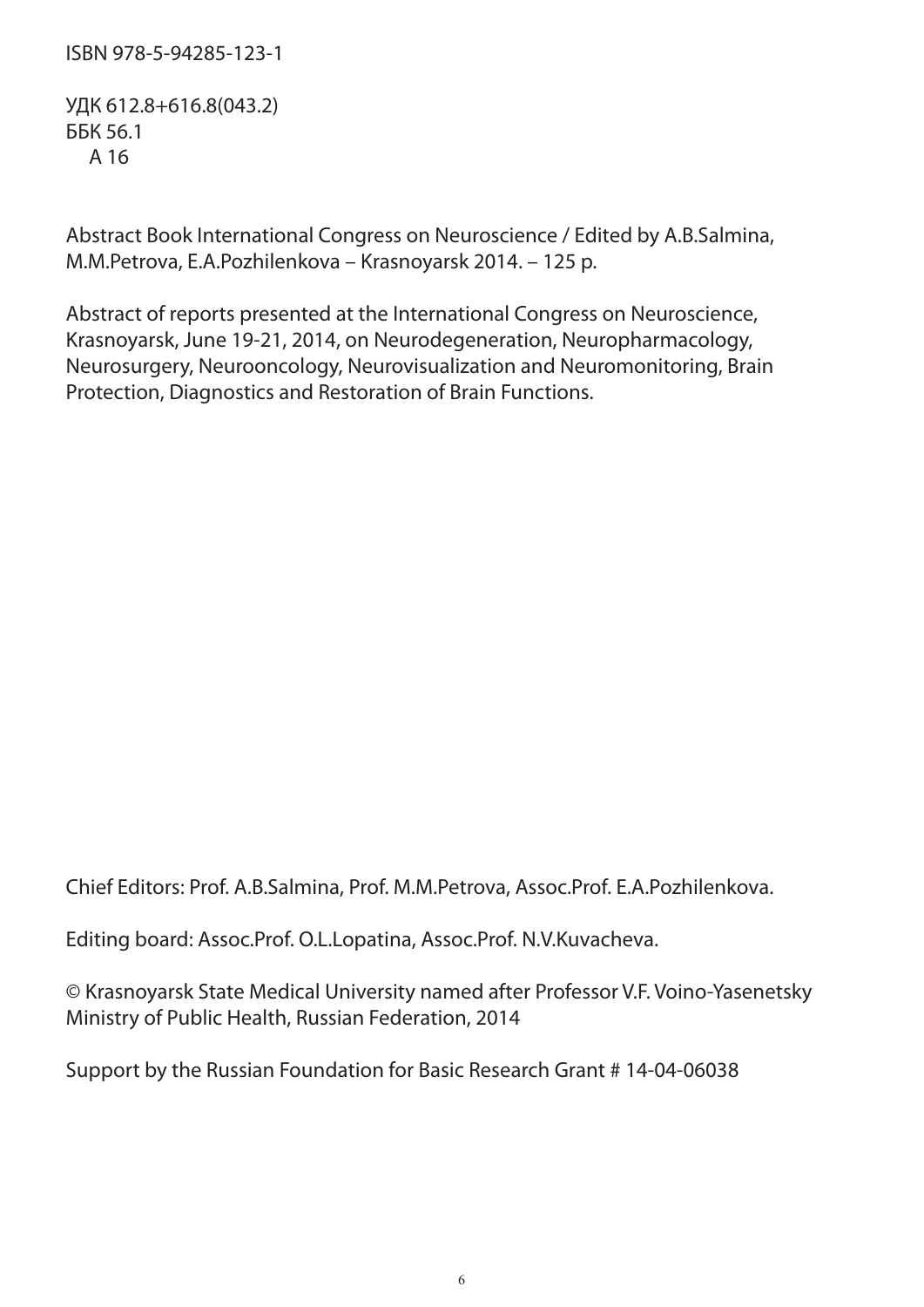ISBN 978-5-94285-123-1

УДК 612.8+616.8(043.2)
ББК 56.1
А 16

Abstract Book International Congress on Neuroscience / Edited by A.B.Salmina, M.M.Petrova, E.A.Pozhilenkova – Krasnoyarsk 2014. – 125 p.

Abstract of reports presented at the International Congress on Neuroscience, Krasnoyarsk, June 19-21, 2014, on Neurodegeneration, Neuropharmacology, Neurosurgery, Neurooncology, Neurovisualization and Neuromonitoring, Brain Protection, Diagnostics and Restoration of Brain Functions.

Chief Editors: Prof. A.B.Salmina, Prof. M.M.Petrova, Assoc.Prof. E.A.Pozhilenkova.

Editing board: Assoc.Prof. O.L.Lopatina, Assoc.Prof. N.V.Kuvacheva.

© Krasnoyarsk State Medical University named after Professor V.F. Voino-Yasenetsky Ministry of Public Health, Russian Federation, 2014

Support by the Russian Foundation for Basic Research Grant # 14-04-06038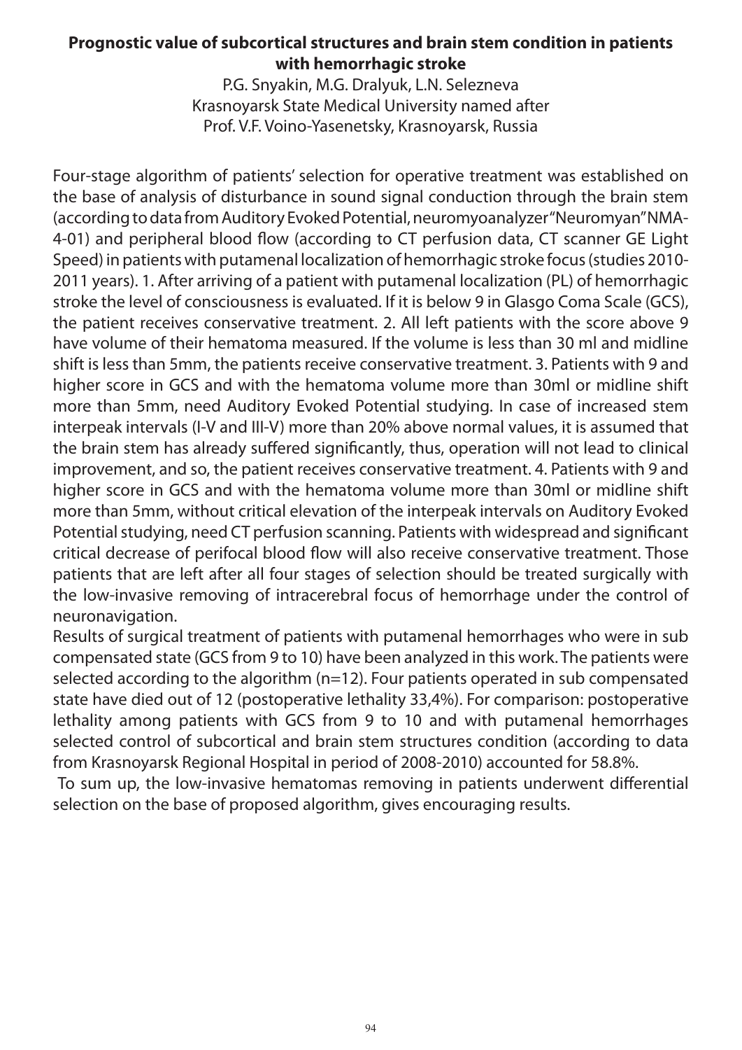**Prognostic value of subcortical structures and brain stem condition in patients with hemorrhagic stroke**

P.G. Snyakin, M.G. Dralyuk, L.N. Selezneva
Krasnoyarsk State Medical University named after
Prof. V.F. Voino-Yasenetsky, Krasnoyarsk, Russia

Four-stage algorithm of patients' selection for operative treatment was established on the base of analysis of disturbance in sound signal conduction through the brain stem (according to data from Auditory Evoked Potential, neuromyoanalyzer "Neuromyan" NMA-4-01) and peripheral blood flow (according to CT perfusion data, CT scanner GE Light Speed) in patients with putamenal localization of hemorrhagic stroke focus (studies 2010-2011 years). 1. After arriving of a patient with putamenal localization (PL) of hemorrhagic stroke the level of consciousness is evaluated. If it is below 9 in Glasgo Coma Scale (GCS), the patient receives conservative treatment. 2. All left patients with the score above 9 have volume of their hematoma measured. If the volume is less than 30 ml and midline shift is less than 5mm, the patients receive conservative treatment. 3. Patients with 9 and higher score in GCS and with the hematoma volume more than 30ml or midline shift more than 5mm, need Auditory Evoked Potential studying. In case of increased stem interpeak intervals (I-V and III-V) more than 20% above normal values, it is assumed that the brain stem has already suffered significantly, thus, operation will not lead to clinical improvement, and so, the patient receives conservative treatment. 4. Patients with 9 and higher score in GCS and with the hematoma volume more than 30ml or midline shift more than 5mm, without critical elevation of the interpeak intervals on Auditory Evoked Potential studying, need CT perfusion scanning. Patients with widespread and significant critical decrease of perifocal blood flow will also receive conservative treatment. Those patients that are left after all four stages of selection should be treated surgically with the low-invasive removing of intracerebral focus of hemorrhage under the control of neuronavigation.

Results of surgical treatment of patients with putamenal hemorrhages who were in sub compensated state (GCS from 9 to 10) have been analyzed in this work. The patients were selected according to the algorithm (n=12). Four patients operated in sub compensated state have died out of 12 (postoperative lethality 33,4%). For comparison: postoperative lethality among patients with GCS from 9 to 10 and with putamenal hemorrhages selected control of subcortical and brain stem structures condition (according to data from Krasnoyarsk Regional Hospital in period of 2008-2010) accounted for 58.8%.

To sum up, the low-invasive hematomas removing in patients underwent differential selection on the base of proposed algorithm, gives encouraging results.